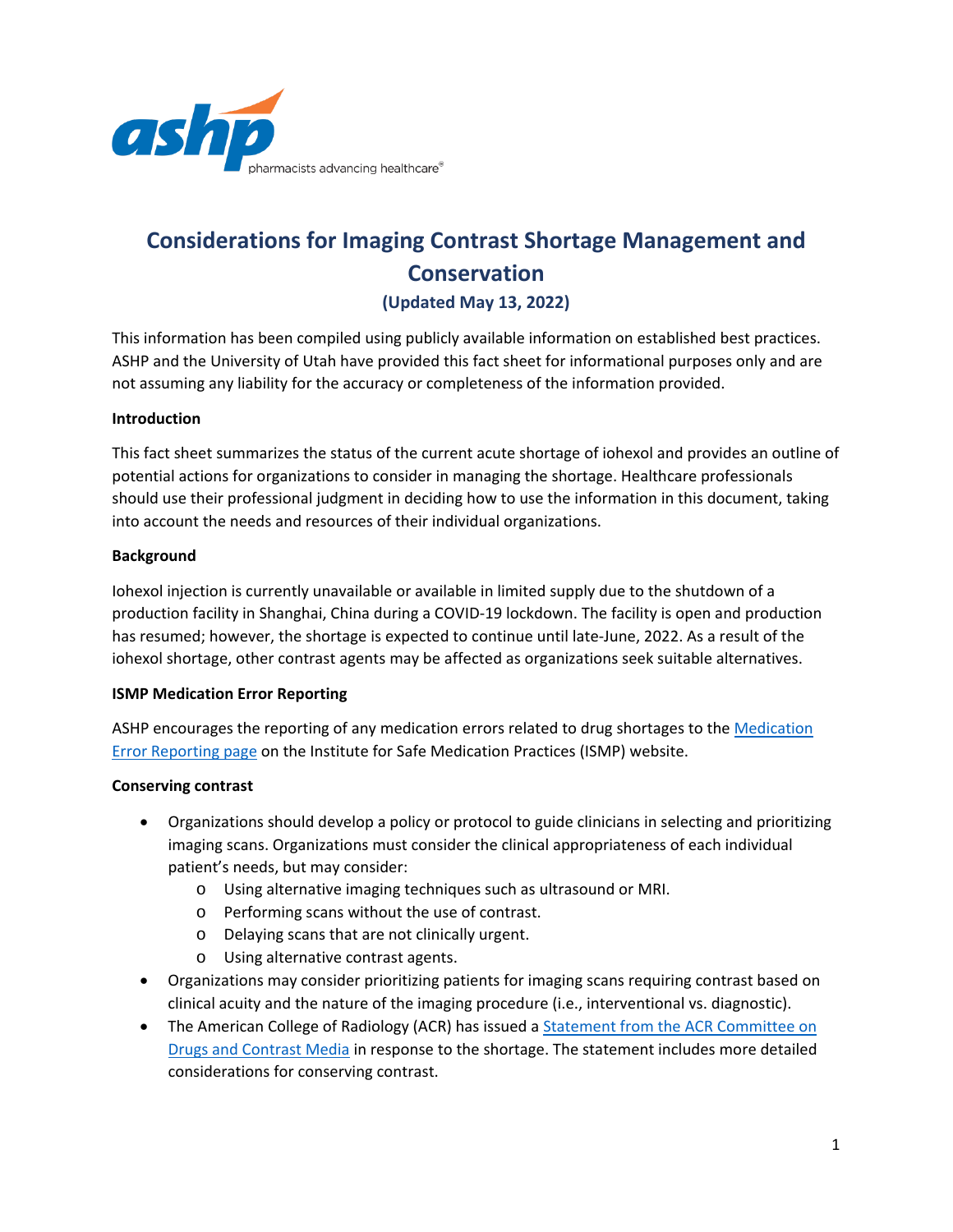# Considerations for Imaging Contrast Shortage Management and Conservation

**(Updated May 13, 2022)**

This information has been compiled using publicly available information on established best practices. ASHP and the University of Utah have provided this fact sheet for informational purposes only and are not assuming any liability for the accuracy or completeness of the information provided.

**Introduction**

This fact sheet summarizes the status of the current acute shortage of iohexol and provides an outline of potential actions for organizations to consider in managing the shortage. Healthcare professionals should use their professional judgment in deciding how to use the information in this document, taking into account the needs and resources of their individual organizations.

**Background**

Iohexol injection is currently unavailable or available in limited supply due to the shutdown of a production facility in Shanghai, China during a COVID-19 lockdown. The facility is open and production has resumed; however, the shortage is expected to continue until late-June, 2022. As a result of the iohexol shortage, other contrast agents may be affected as organizations seek suitable alternatives.

**ISMP Medication Error Reporting**

ASHP encourages the reporting of any medication errors related to drug shortages to the Medication Error Reporting page on the Institute for Safe Medication Practices (ISMP) website.

**Conserving contrast**

- Organizations should develop a policy or protocol to guide clinicians in selecting and prioritizing imaging scans. Organizations must consider the clinical appropriateness of each individual patient's needs, but may consider:
  - Using alternative imaging techniques such as ultrasound or MRI.
  - Performing scans without the use of contrast.
  - Delaying scans that are not clinically urgent.
  - Using alternative contrast agents.
- Organizations may consider prioritizing patients for imaging scans requiring contrast based on clinical acuity and the nature of the imaging procedure (i.e., interventional vs. diagnostic).
- The American College of Radiology (ACR) has issued a Statement from the ACR Committee on Drugs and Contrast Media in response to the shortage. The statement includes more detailed considerations for conserving contrast.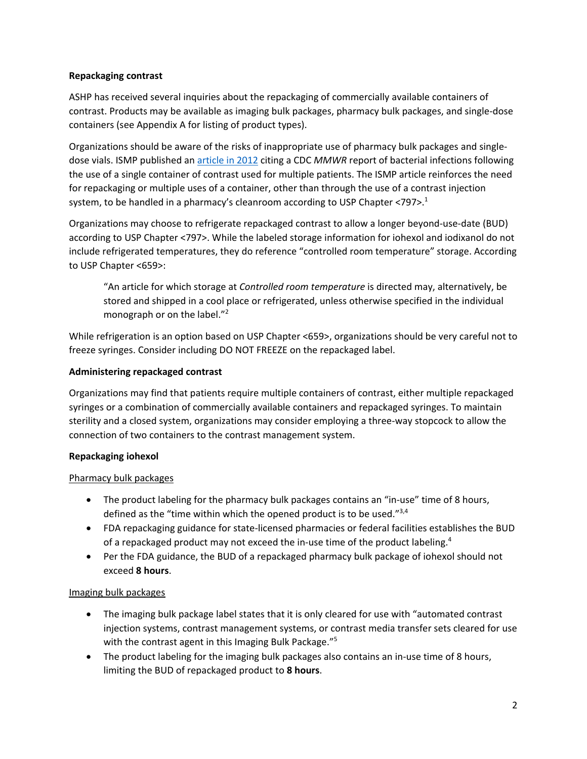**Repackaging contrast**

ASHP has received several inquiries about the repackaging of commercially available containers of contrast. Products may be available as imaging bulk packages, pharmacy bulk packages, and single-dose containers (see Appendix A for listing of product types).

Organizations should be aware of the risks of inappropriate use of pharmacy bulk packages and single-dose vials. ISMP published an article in 2012 citing a CDC *MMWR* report of bacterial infections following the use of a single container of contrast used for multiple patients. The ISMP article reinforces the need for repackaging or multiple uses of a container, other than through the use of a contrast injection system, to be handled in a pharmacy's cleanroom according to USP Chapter <797>.[1]

Organizations may choose to refrigerate repackaged contrast to allow a longer beyond-use-date (BUD) according to USP Chapter <797>. While the labeled storage information for iohexol and iodixanol do not include refrigerated temperatures, they do reference "controlled room temperature" storage. According to USP Chapter <659>:

> "An article for which storage at *Controlled room temperature* is directed may, alternatively, be stored and shipped in a cool place or refrigerated, unless otherwise specified in the individual monograph or on the label."[2]

While refrigeration is an option based on USP Chapter <659>, organizations should be very careful not to freeze syringes. Consider including DO NOT FREEZE on the repackaged label.

**Administering repackaged contrast**

Organizations may find that patients require multiple containers of contrast, either multiple repackaged syringes or a combination of commercially available containers and repackaged syringes. To maintain sterility and a closed system, organizations may consider employing a three-way stopcock to allow the connection of two containers to the contrast management system.

**Repackaging iohexol**

<u>Pharmacy bulk packages</u>

- The product labeling for the pharmacy bulk packages contains an "in-use" time of 8 hours, defined as the "time within which the opened product is to be used."[3,4]
- FDA repackaging guidance for state-licensed pharmacies or federal facilities establishes the BUD of a repackaged product may not exceed the in-use time of the product labeling.[4]
- Per the FDA guidance, the BUD of a repackaged pharmacy bulk package of iohexol should not exceed **8 hours**.

<u>Imaging bulk packages</u>

- The imaging bulk package label states that it is only cleared for use with "automated contrast injection systems, contrast management systems, or contrast media transfer sets cleared for use with the contrast agent in this Imaging Bulk Package."[5]
- The product labeling for the imaging bulk packages also contains an in-use time of 8 hours, limiting the BUD of repackaged product to **8 hours**.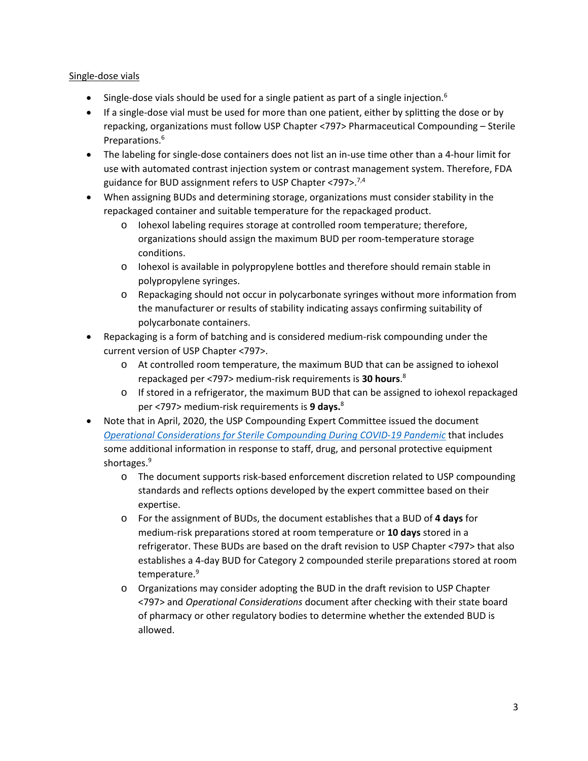Single-dose vials

- Single-dose vials should be used for a single patient as part of a single injection.[6]
- If a single-dose vial must be used for more than one patient, either by splitting the dose or by repacking, organizations must follow USP Chapter <797> Pharmaceutical Compounding – Sterile Preparations.[6]
- The labeling for single-dose containers does not list an in-use time other than a 4-hour limit for use with automated contrast injection system or contrast management system. Therefore, FDA guidance for BUD assignment refers to USP Chapter <797>.[7,4]
- When assigning BUDs and determining storage, organizations must consider stability in the repackaged container and suitable temperature for the repackaged product.
  - Iohexol labeling requires storage at controlled room temperature; therefore, organizations should assign the maximum BUD per room-temperature storage conditions.
  - Iohexol is available in polypropylene bottles and therefore should remain stable in polypropylene syringes.
  - Repackaging should not occur in polycarbonate syringes without more information from the manufacturer or results of stability indicating assays confirming suitability of polycarbonate containers.
- Repackaging is a form of batching and is considered medium-risk compounding under the current version of USP Chapter <797>.
  - At controlled room temperature, the maximum BUD that can be assigned to iohexol repackaged per <797> medium-risk requirements is **30 hours**.[8]
  - If stored in a refrigerator, the maximum BUD that can be assigned to iohexol repackaged per <797> medium-risk requirements is **9 days.**[8]
- Note that in April, 2020, the USP Compounding Expert Committee issued the document *Operational Considerations for Sterile Compounding During COVID-19 Pandemic* that includes some additional information in response to staff, drug, and personal protective equipment shortages.[9]
  - The document supports risk-based enforcement discretion related to USP compounding standards and reflects options developed by the expert committee based on their expertise.
  - For the assignment of BUDs, the document establishes that a BUD of **4 days** for medium-risk preparations stored at room temperature or **10 days** stored in a refrigerator. These BUDs are based on the draft revision to USP Chapter <797> that also establishes a 4-day BUD for Category 2 compounded sterile preparations stored at room temperature.[9]
  - Organizations may consider adopting the BUD in the draft revision to USP Chapter <797> and *Operational Considerations* document after checking with their state board of pharmacy or other regulatory bodies to determine whether the extended BUD is allowed.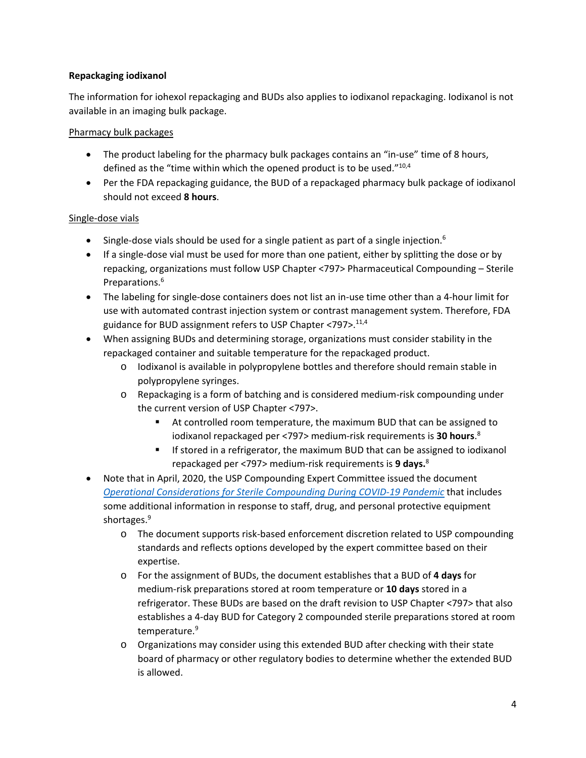**Repackaging iodixanol**

The information for iohexol repackaging and BUDs also applies to iodixanol repackaging. Iodixanol is not available in an imaging bulk package.

Pharmacy bulk packages

- The product labeling for the pharmacy bulk packages contains an "in-use" time of 8 hours, defined as the "time within which the opened product is to be used."[10,4]
- Per the FDA repackaging guidance, the BUD of a repackaged pharmacy bulk package of iodixanol should not exceed **8 hours**.

Single-dose vials

- Single-dose vials should be used for a single patient as part of a single injection.[6]
- If a single-dose vial must be used for more than one patient, either by splitting the dose or by repacking, organizations must follow USP Chapter <797> Pharmaceutical Compounding – Sterile Preparations.[6]
- The labeling for single-dose containers does not list an in-use time other than a 4-hour limit for use with automated contrast injection system or contrast management system. Therefore, FDA guidance for BUD assignment refers to USP Chapter <797>.[11,4]
- When assigning BUDs and determining storage, organizations must consider stability in the repackaged container and suitable temperature for the repackaged product.
    - Iodixanol is available in polypropylene bottles and therefore should remain stable in polypropylene syringes.
    - Repackaging is a form of batching and is considered medium-risk compounding under the current version of USP Chapter <797>.
        - At controlled room temperature, the maximum BUD that can be assigned to iodixanol repackaged per <797> medium-risk requirements is **30 hours**.[8]
        - If stored in a refrigerator, the maximum BUD that can be assigned to iodixanol repackaged per <797> medium-risk requirements is **9 days.**[8]
- Note that in April, 2020, the USP Compounding Expert Committee issued the document *Operational Considerations for Sterile Compounding During COVID-19 Pandemic* that includes some additional information in response to staff, drug, and personal protective equipment shortages.[9]
    - The document supports risk-based enforcement discretion related to USP compounding standards and reflects options developed by the expert committee based on their expertise.
    - For the assignment of BUDs, the document establishes that a BUD of **4 days** for medium-risk preparations stored at room temperature or **10 days** stored in a refrigerator. These BUDs are based on the draft revision to USP Chapter <797> that also establishes a 4-day BUD for Category 2 compounded sterile preparations stored at room temperature.[9]
    - Organizations may consider using this extended BUD after checking with their state board of pharmacy or other regulatory bodies to determine whether the extended BUD is allowed.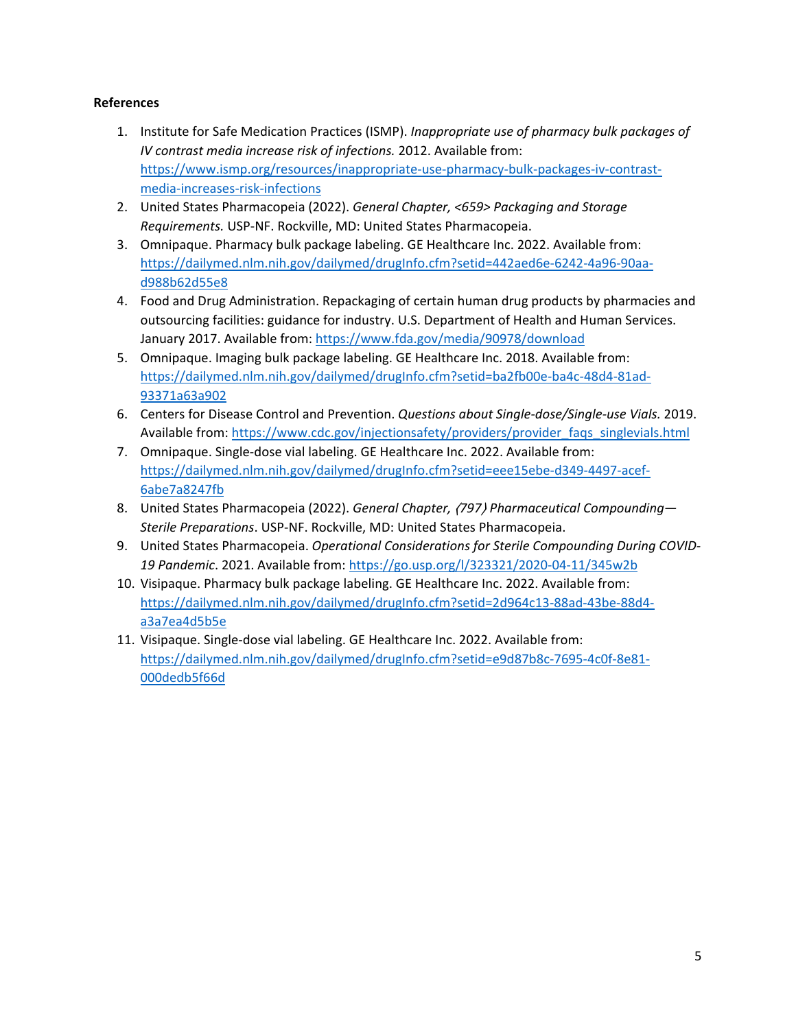**References**

1. Institute for Safe Medication Practices (ISMP). *Inappropriate use of pharmacy bulk packages of IV contrast media increase risk of infections.* 2012. Available from: https://www.ismp.org/resources/inappropriate-use-pharmacy-bulk-packages-iv-contrast-media-increases-risk-infections
2. United States Pharmacopeia (2022). *General Chapter, <659> Packaging and Storage Requirements.* USP-NF. Rockville, MD: United States Pharmacopeia.
3. Omnipaque. Pharmacy bulk package labeling. GE Healthcare Inc. 2022. Available from: https://dailymed.nlm.nih.gov/dailymed/drugInfo.cfm?setid=442aed6e-6242-4a96-90aa-d988b62d55e8
4. Food and Drug Administration. Repackaging of certain human drug products by pharmacies and outsourcing facilities: guidance for industry. U.S. Department of Health and Human Services. January 2017. Available from: https://www.fda.gov/media/90978/download
5. Omnipaque. Imaging bulk package labeling. GE Healthcare Inc. 2018. Available from: https://dailymed.nlm.nih.gov/dailymed/drugInfo.cfm?setid=ba2fb00e-ba4c-48d4-81ad-93371a63a902
6. Centers for Disease Control and Prevention. *Questions about Single-dose/Single-use Vials.* 2019. Available from: https://www.cdc.gov/injectionsafety/providers/provider_faqs_singlevials.html
7. Omnipaque. Single-dose vial labeling. GE Healthcare Inc. 2022. Available from: https://dailymed.nlm.nih.gov/dailymed/drugInfo.cfm?setid=eee15ebe-d349-4497-acef-6abe7a8247fb
8. United States Pharmacopeia (2022). *General Chapter, 〈797〉 Pharmaceutical Compounding—Sterile Preparations*. USP-NF. Rockville, MD: United States Pharmacopeia.
9. United States Pharmacopeia. *Operational Considerations for Sterile Compounding During COVID-19 Pandemic*. 2021. Available from: https://go.usp.org/l/323321/2020-04-11/345w2b
10. Visipaque. Pharmacy bulk package labeling. GE Healthcare Inc. 2022. Available from: https://dailymed.nlm.nih.gov/dailymed/drugInfo.cfm?setid=2d964c13-88ad-43be-88d4-a3a7ea4d5b5e
11. Visipaque. Single-dose vial labeling. GE Healthcare Inc. 2022. Available from: https://dailymed.nlm.nih.gov/dailymed/drugInfo.cfm?setid=e9d87b8c-7695-4c0f-8e81-000dedb5f66d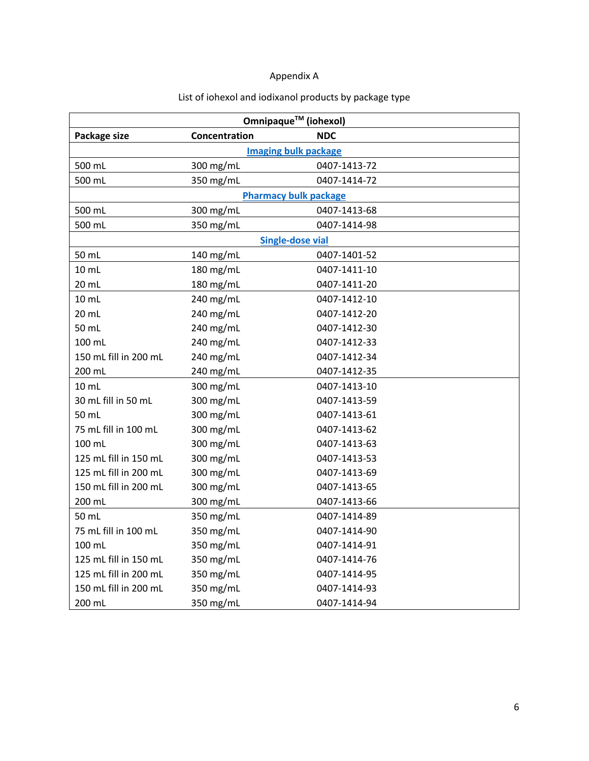Appendix A

List of iohexol and iodixanol products by package type

| Omnipaque™ (iohexol) | | |
|---|---|---|
| **Package size** | **Concentration** | **NDC** |
| **Imaging bulk package** | | |
| 500 mL | 300 mg/mL | 0407-1413-72 |
| 500 mL | 350 mg/mL | 0407-1414-72 |
| **Pharmacy bulk package** | | |
| 500 mL | 300 mg/mL | 0407-1413-68 |
| 500 mL | 350 mg/mL | 0407-1414-98 |
| **Single-dose vial** | | |
| 50 mL | 140 mg/mL | 0407-1401-52 |
| 10 mL | 180 mg/mL | 0407-1411-10 |
| 20 mL | 180 mg/mL | 0407-1411-20 |
| 10 mL | 240 mg/mL | 0407-1412-10 |
| 20 mL | 240 mg/mL | 0407-1412-20 |
| 50 mL | 240 mg/mL | 0407-1412-30 |
| 100 mL | 240 mg/mL | 0407-1412-33 |
| 150 mL fill in 200 mL | 240 mg/mL | 0407-1412-34 |
| 200 mL | 240 mg/mL | 0407-1412-35 |
| 10 mL | 300 mg/mL | 0407-1413-10 |
| 30 mL fill in 50 mL | 300 mg/mL | 0407-1413-59 |
| 50 mL | 300 mg/mL | 0407-1413-61 |
| 75 mL fill in 100 mL | 300 mg/mL | 0407-1413-62 |
| 100 mL | 300 mg/mL | 0407-1413-63 |
| 125 mL fill in 150 mL | 300 mg/mL | 0407-1413-53 |
| 125 mL fill in 200 mL | 300 mg/mL | 0407-1413-69 |
| 150 mL fill in 200 mL | 300 mg/mL | 0407-1413-65 |
| 200 mL | 300 mg/mL | 0407-1413-66 |
| 50 mL | 350 mg/mL | 0407-1414-89 |
| 75 mL fill in 100 mL | 350 mg/mL | 0407-1414-90 |
| 100 mL | 350 mg/mL | 0407-1414-91 |
| 125 mL fill in 150 mL | 350 mg/mL | 0407-1414-76 |
| 125 mL fill in 200 mL | 350 mg/mL | 0407-1414-95 |
| 150 mL fill in 200 mL | 350 mg/mL | 0407-1414-93 |
| 200 mL | 350 mg/mL | 0407-1414-94 |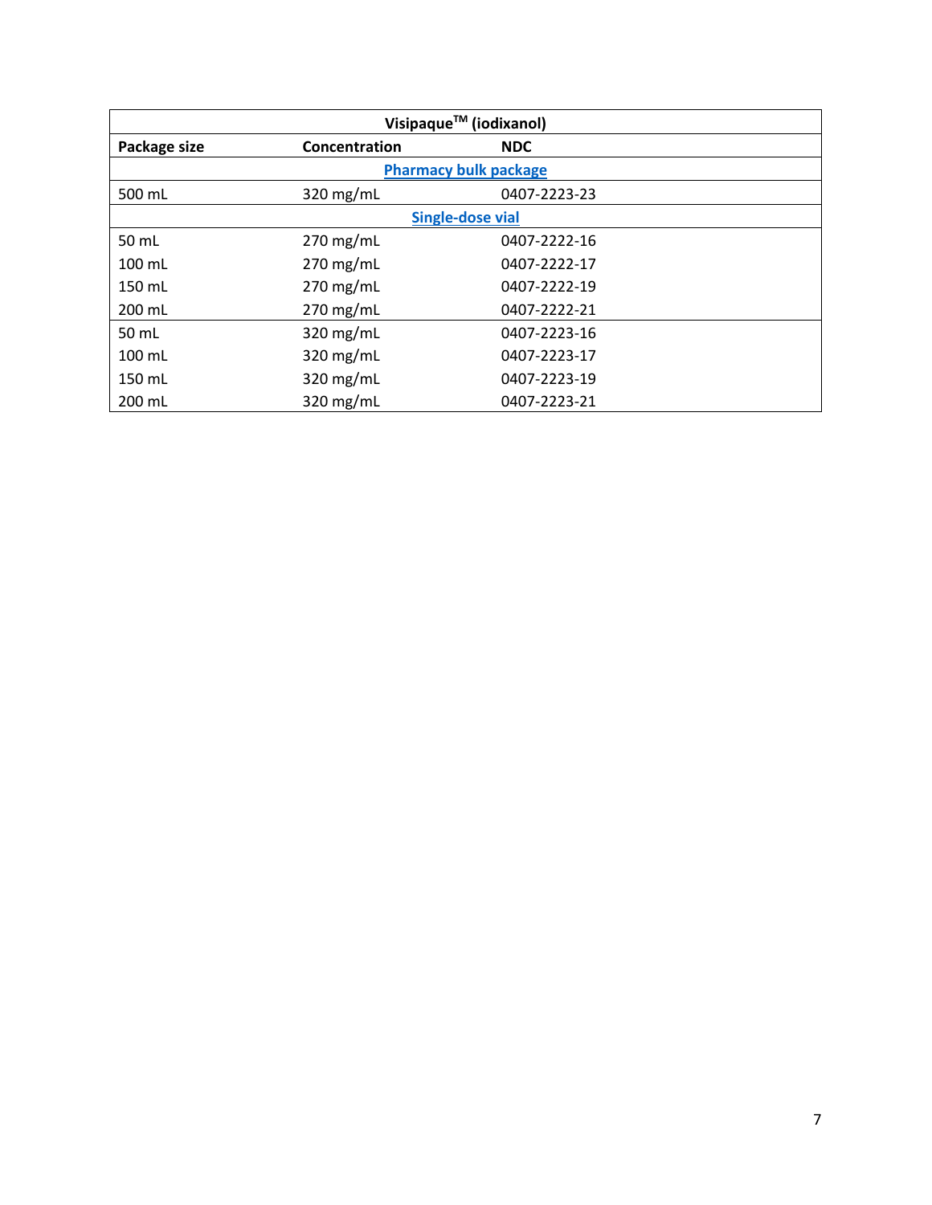| Visipaque™ (iodixanol) | | |
|---|---|---|
| **Package size** | **Concentration** | **NDC** |
| **Pharmacy bulk package** | | |
| 500 mL | 320 mg/mL | 0407-2223-23 |
| **Single-dose vial** | | |
| 50 mL | 270 mg/mL | 0407-2222-16 |
| 100 mL | 270 mg/mL | 0407-2222-17 |
| 150 mL | 270 mg/mL | 0407-2222-19 |
| 200 mL | 270 mg/mL | 0407-2222-21 |
| 50 mL | 320 mg/mL | 0407-2223-16 |
| 100 mL | 320 mg/mL | 0407-2223-17 |
| 150 mL | 320 mg/mL | 0407-2223-19 |
| 200 mL | 320 mg/mL | 0407-2223-21 |